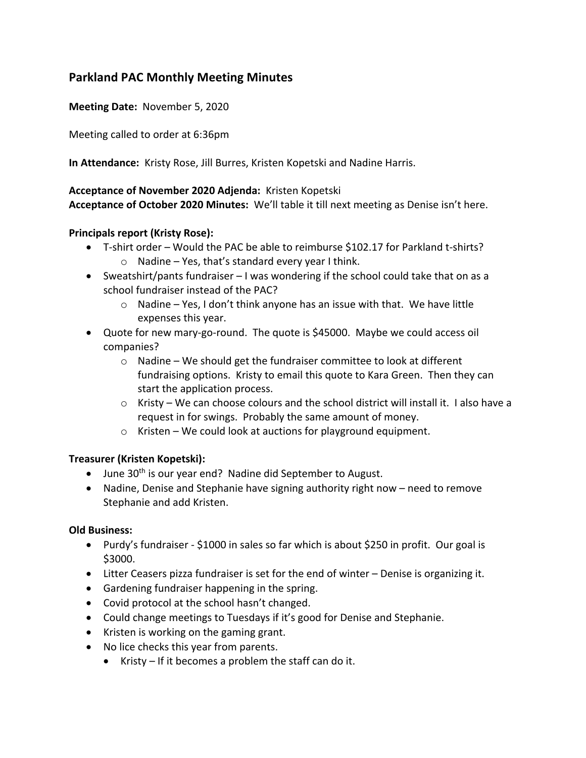## Parkland PAC Monthly Meeting Minutes

**Meeting Date:** November 5, 2020

Meeting called to order at 6:36pm

**In Attendance:** Kristy Rose, Jill Burres, Kristen Kopetski and Nadine Harris.

**Acceptance of November 2020 Adjenda:** Kristen Kopetski
**Acceptance of October 2020 Minutes:** We'll table it till next meeting as Denise isn't here.

**Principals report (Kristy Rose):**

- T-shirt order – Would the PAC be able to reimburse $102.17 for Parkland t-shirts?
  - Nadine – Yes, that's standard every year I think.
- Sweatshirt/pants fundraiser – I was wondering if the school could take that on as a school fundraiser instead of the PAC?
  - Nadine – Yes, I don't think anyone has an issue with that. We have little expenses this year.
- Quote for new mary-go-round. The quote is $45000. Maybe we could access oil companies?
  - Nadine – We should get the fundraiser committee to look at different fundraising options. Kristy to email this quote to Kara Green. Then they can start the application process.
  - Kristy – We can choose colours and the school district will install it. I also have a request in for swings. Probably the same amount of money.
  - Kristen – We could look at auctions for playground equipment.

**Treasurer (Kristen Kopetski):**

- June 30th is our year end? Nadine did September to August.
- Nadine, Denise and Stephanie have signing authority right now – need to remove Stephanie and add Kristen.

**Old Business:**

- Purdy's fundraiser - $1000 in sales so far which is about $250 in profit. Our goal is $3000.
- Litter Ceasers pizza fundraiser is set for the end of winter – Denise is organizing it.
- Gardening fundraiser happening in the spring.
- Covid protocol at the school hasn't changed.
- Could change meetings to Tuesdays if it's good for Denise and Stephanie.
- Kristen is working on the gaming grant.
- No lice checks this year from parents.
  - Kristy – If it becomes a problem the staff can do it.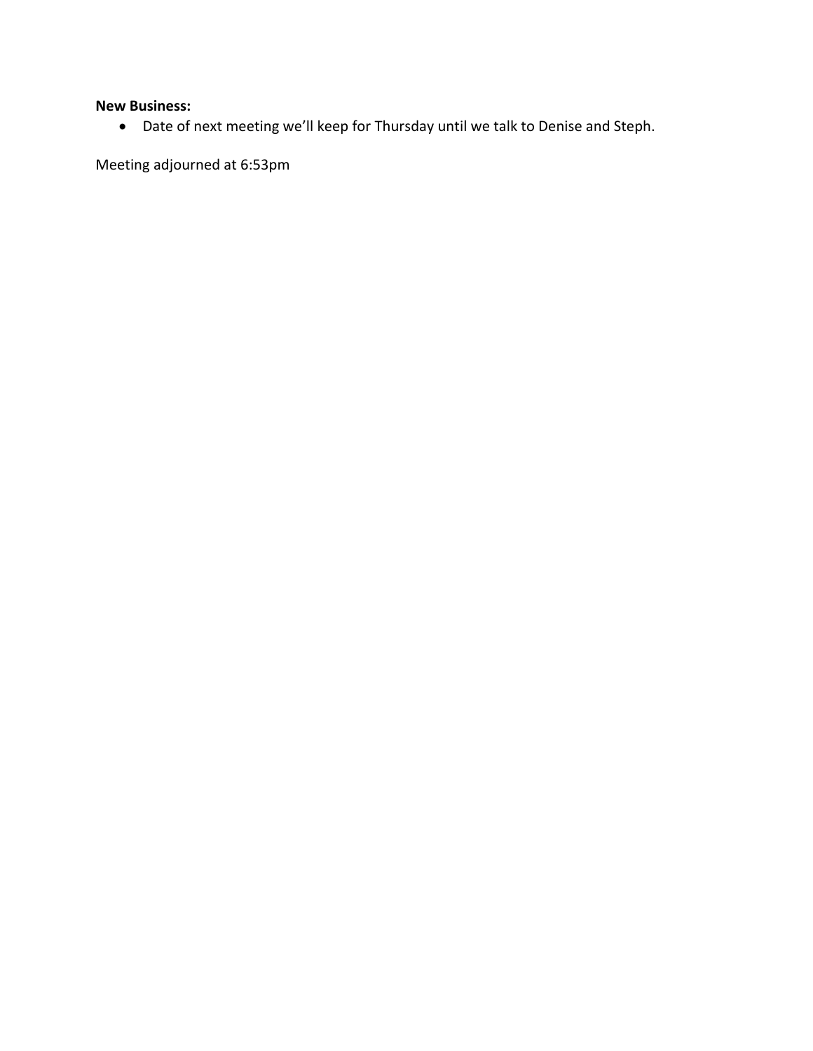**New Business:**

- Date of next meeting we'll keep for Thursday until we talk to Denise and Steph.

Meeting adjourned at 6:53pm